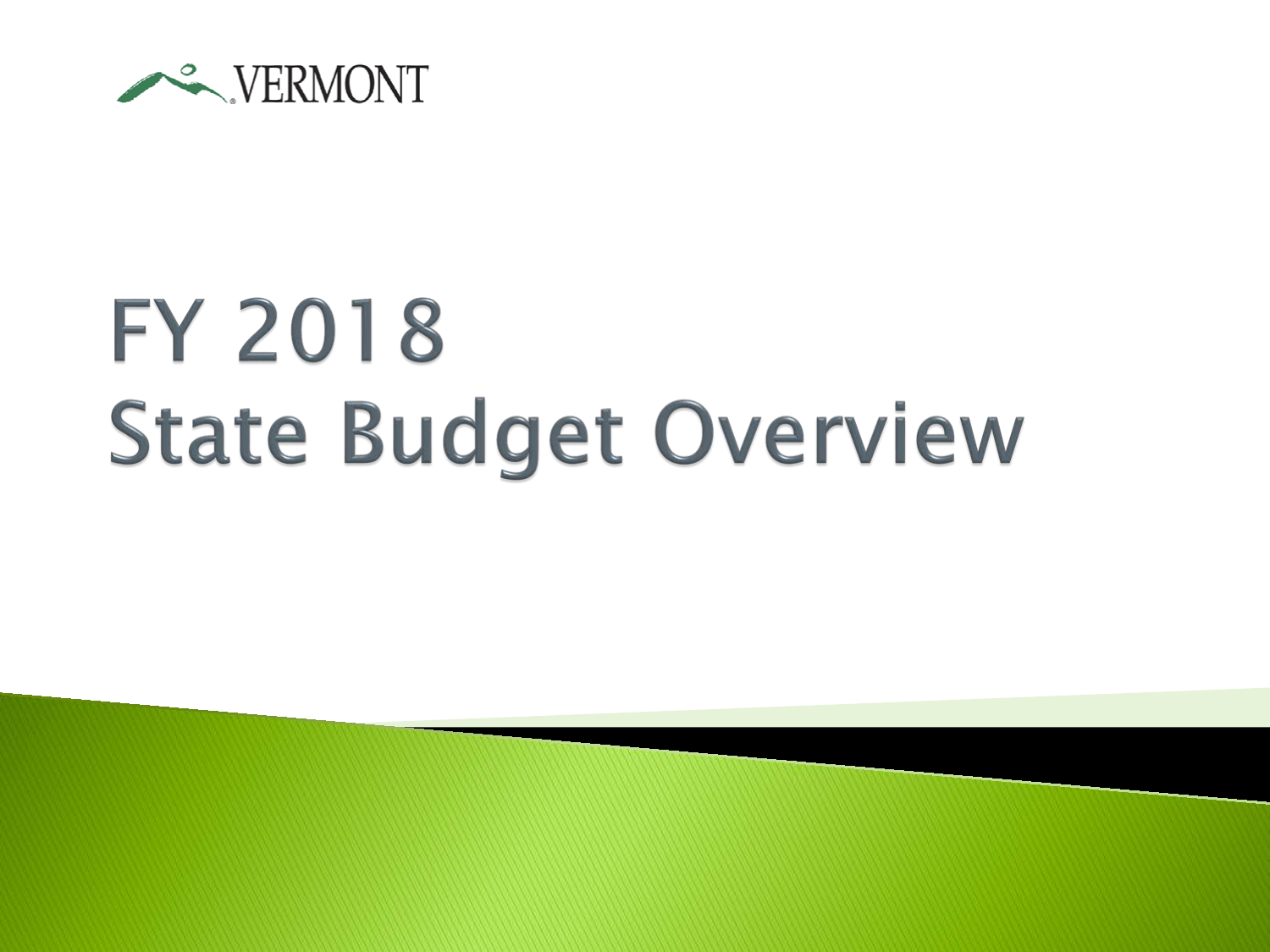VERMONT

# FY 2018 State Budget Overview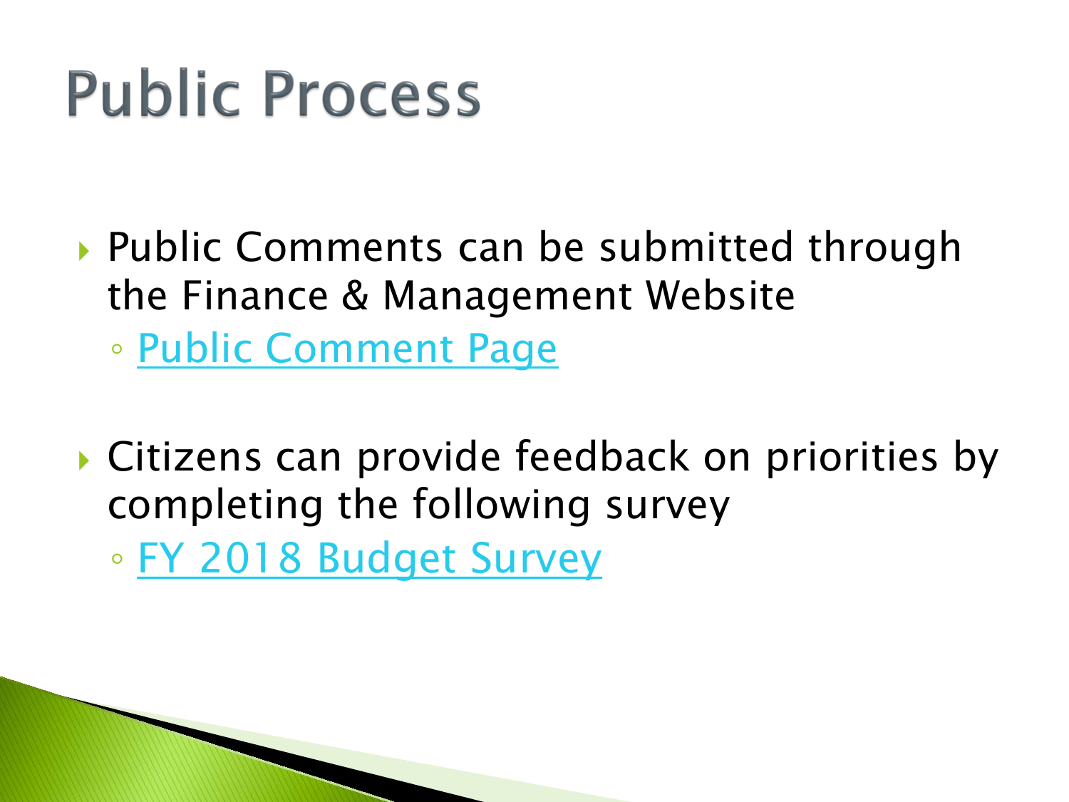# Public Process

- Public Comments can be submitted through the Finance & Management Website
  - Public Comment Page

- Citizens can provide feedback on priorities by completing the following survey
  - FY 2018 Budget Survey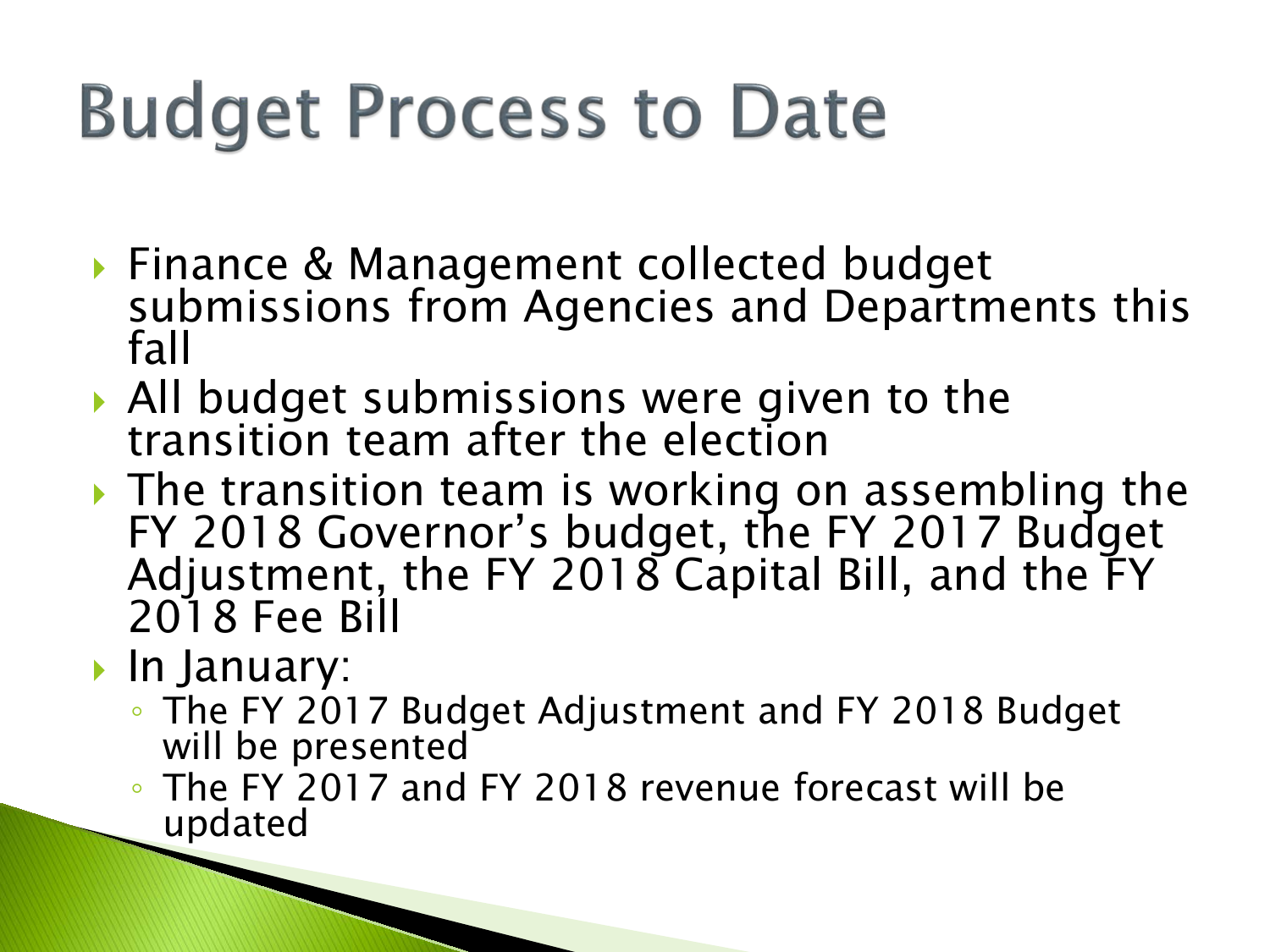# Budget Process to Date

- Finance & Management collected budget submissions from Agencies and Departments this fall
- All budget submissions were given to the transition team after the election
- The transition team is working on assembling the FY 2018 Governor's budget, the FY 2017 Budget Adjustment, the FY 2018 Capital Bill, and the FY 2018 Fee Bill
- In January:
  - The FY 2017 Budget Adjustment and FY 2018 Budget will be presented
  - The FY 2017 and FY 2018 revenue forecast will be updated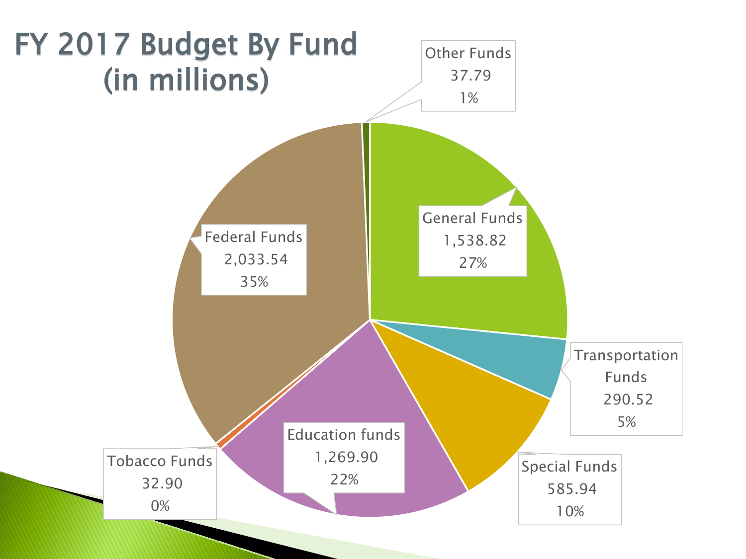# FY 2017 Budget By Fund (in millions)

| Fund | Amount | Percent |
|---|---|---|
| Other Funds | 37.79 | 1% |
| General Funds | 1,538.82 | 27% |
| Transportation Funds | 290.52 | 5% |
| Special Funds | 585.94 | 10% |
| Education funds | 1,269.90 | 22% |
| Tobacco Funds | 32.90 | 0% |
| Federal Funds | 2,033.54 | 35% |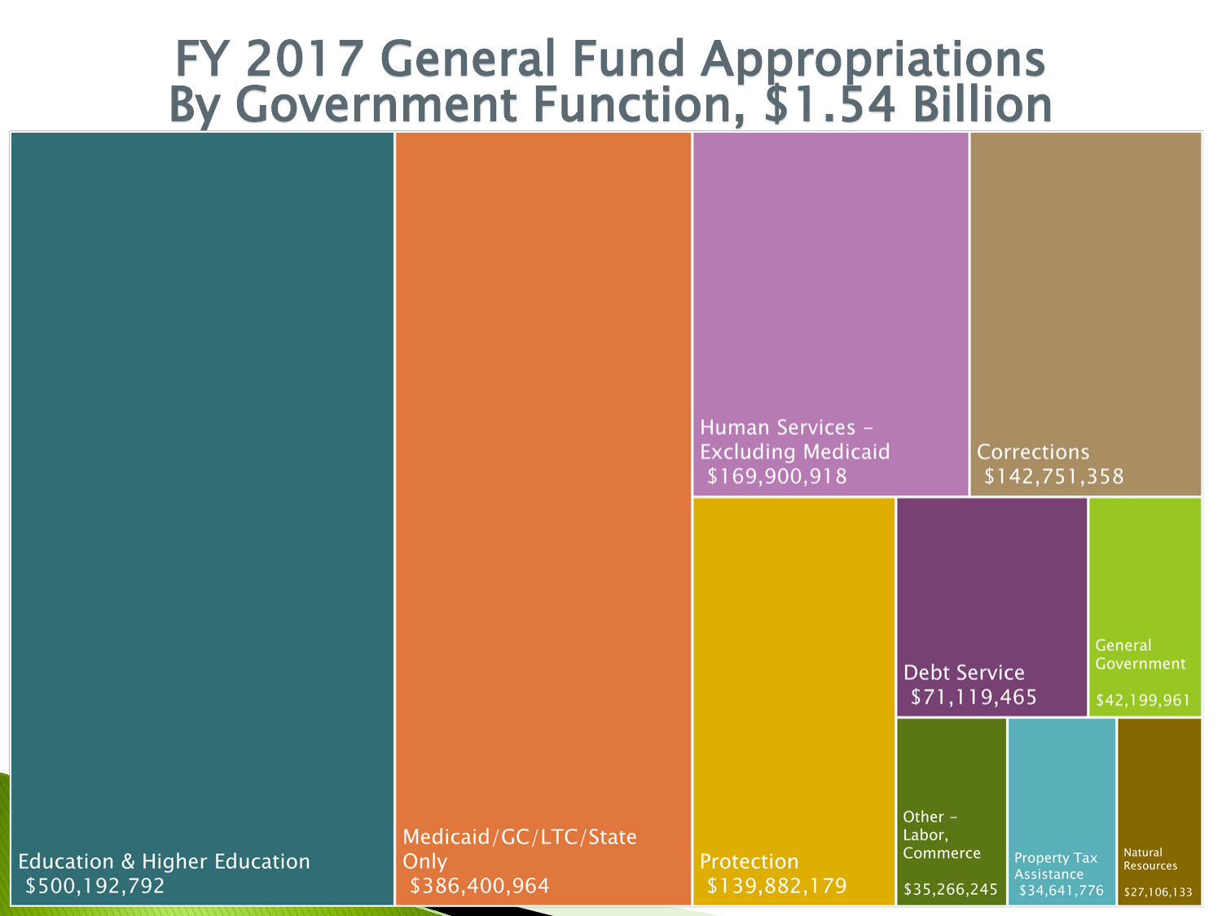# FY 2017 General Fund Appropriations By Government Function, $1.54 Billion

Education & Higher Education
$500,192,792

Medicaid/GC/LTC/State Only
$386,400,964

Human Services – Excluding Medicaid
$169,900,918

Corrections
$142,751,358

Protection
$139,882,179

Debt Service
$71,119,465

General Government
$42,199,961

Other – Labor, Commerce
$35,266,245

Property Tax Assistance
$34,641,776

Natural Resources
$27,106,133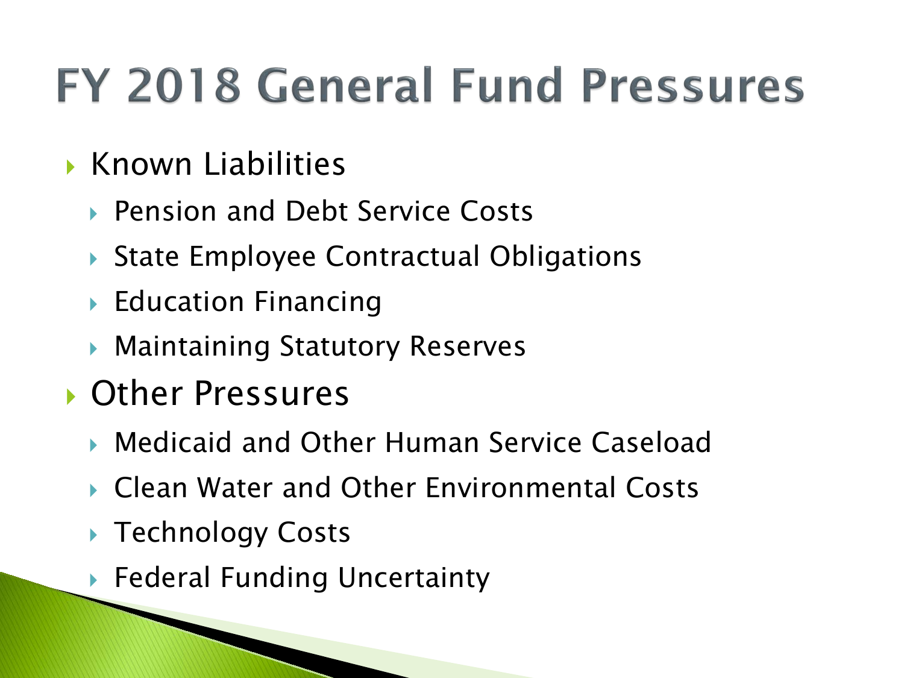# FY 2018 General Fund Pressures

- Known Liabilities
  - Pension and Debt Service Costs
  - State Employee Contractual Obligations
  - Education Financing
  - Maintaining Statutory Reserves
- Other Pressures
  - Medicaid and Other Human Service Caseload
  - Clean Water and Other Environmental Costs
  - Technology Costs
  - Federal Funding Uncertainty